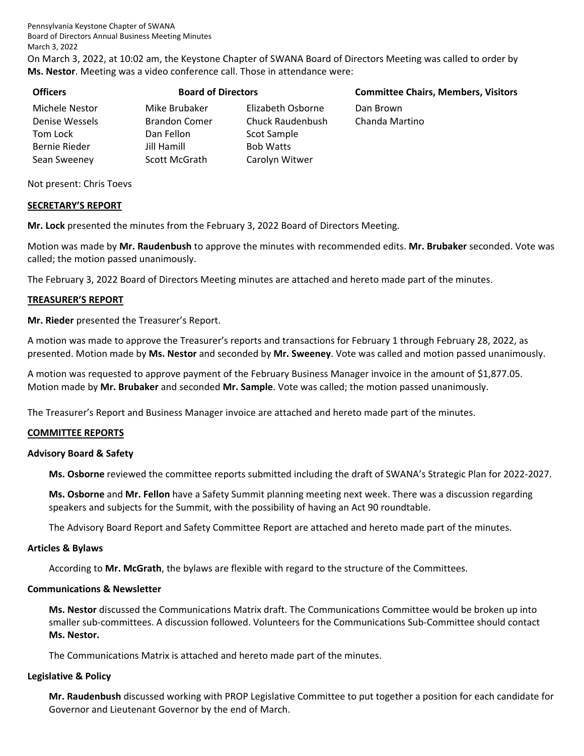Pennsylvania Keystone Chapter of SWANA
Board of Directors Annual Business Meeting Minutes
March 3, 2022

On March 3, 2022, at 10:02 am, the Keystone Chapter of SWANA Board of Directors Meeting was called to order by **Ms. Nestor**. Meeting was a video conference call. Those in attendance were:

| Officers | Board of Directors | | Committee Chairs, Members, Visitors |
|---|---|---|---|
| Michele Nestor | Mike Brubaker | Elizabeth Osborne | Dan Brown |
| Denise Wessels | Brandon Comer | Chuck Raudenbush | Chanda Martino |
| Tom Lock | Dan Fellon | Scot Sample | |
| Bernie Rieder | Jill Hamill | Bob Watts | |
| Sean Sweeney | Scott McGrath | Carolyn Witwer | |

Not present: Chris Toevs

## SECRETARY'S REPORT

**Mr. Lock** presented the minutes from the February 3, 2022 Board of Directors Meeting.

Motion was made by **Mr. Raudenbush** to approve the minutes with recommended edits. **Mr. Brubaker** seconded. Vote was called; the motion passed unanimously.

The February 3, 2022 Board of Directors Meeting minutes are attached and hereto made part of the minutes.

## TREASURER'S REPORT

**Mr. Rieder** presented the Treasurer's Report.

A motion was made to approve the Treasurer's reports and transactions for February 1 through February 28, 2022, as presented. Motion made by **Ms. Nestor** and seconded by **Mr. Sweeney**. Vote was called and motion passed unanimously.

A motion was requested to approve payment of the February Business Manager invoice in the amount of $1,877.05. Motion made by **Mr. Brubaker** and seconded **Mr. Sample**. Vote was called; the motion passed unanimously.

The Treasurer's Report and Business Manager invoice are attached and hereto made part of the minutes.

## COMMITTEE REPORTS

### Advisory Board & Safety

**Ms. Osborne** reviewed the committee reports submitted including the draft of SWANA's Strategic Plan for 2022-2027.

**Ms. Osborne** and **Mr. Fellon** have a Safety Summit planning meeting next week. There was a discussion regarding speakers and subjects for the Summit, with the possibility of having an Act 90 roundtable.

The Advisory Board Report and Safety Committee Report are attached and hereto made part of the minutes.

### Articles & Bylaws

According to **Mr. McGrath**, the bylaws are flexible with regard to the structure of the Committees.

### Communications & Newsletter

**Ms. Nestor** discussed the Communications Matrix draft. The Communications Committee would be broken up into smaller sub-committees. A discussion followed. Volunteers for the Communications Sub-Committee should contact **Ms. Nestor.**

The Communications Matrix is attached and hereto made part of the minutes.

### Legislative & Policy

**Mr. Raudenbush** discussed working with PROP Legislative Committee to put together a position for each candidate for Governor and Lieutenant Governor by the end of March.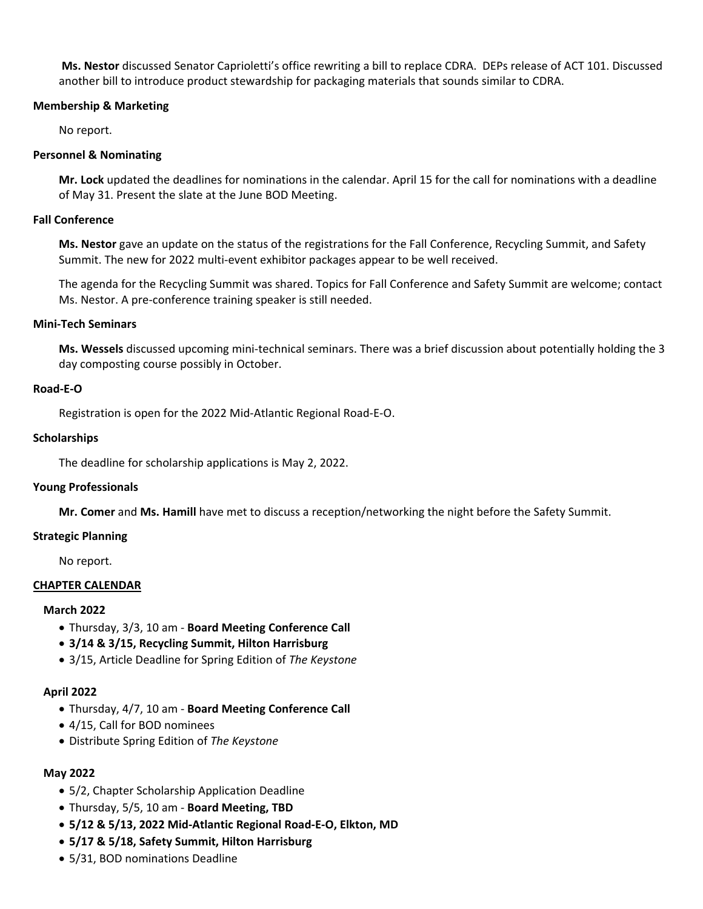**Ms. Nestor** discussed Senator Caprioletti's office rewriting a bill to replace CDRA. DEPs release of ACT 101. Discussed another bill to introduce product stewardship for packaging materials that sounds similar to CDRA.

**Membership & Marketing**

No report.

**Personnel & Nominating**

**Mr. Lock** updated the deadlines for nominations in the calendar. April 15 for the call for nominations with a deadline of May 31. Present the slate at the June BOD Meeting.

**Fall Conference**

**Ms. Nestor** gave an update on the status of the registrations for the Fall Conference, Recycling Summit, and Safety Summit. The new for 2022 multi-event exhibitor packages appear to be well received.

The agenda for the Recycling Summit was shared. Topics for Fall Conference and Safety Summit are welcome; contact Ms. Nestor. A pre-conference training speaker is still needed.

**Mini-Tech Seminars**

**Ms. Wessels** discussed upcoming mini-technical seminars. There was a brief discussion about potentially holding the 3 day composting course possibly in October.

**Road-E-O**

Registration is open for the 2022 Mid-Atlantic Regional Road-E-O.

**Scholarships**

The deadline for scholarship applications is May 2, 2022.

**Young Professionals**

**Mr. Comer** and **Ms. Hamill** have met to discuss a reception/networking the night before the Safety Summit.

**Strategic Planning**

No report.

## CHAPTER CALENDAR

**March 2022**

- Thursday, 3/3, 10 am - **Board Meeting Conference Call**
- **3/14 & 3/15, Recycling Summit, Hilton Harrisburg**
- 3/15, Article Deadline for Spring Edition of *The Keystone*

**April 2022**

- Thursday, 4/7, 10 am - **Board Meeting Conference Call**
- 4/15, Call for BOD nominees
- Distribute Spring Edition of *The Keystone*

**May 2022**

- 5/2, Chapter Scholarship Application Deadline
- Thursday, 5/5, 10 am - **Board Meeting, TBD**
- **5/12 & 5/13, 2022 Mid-Atlantic Regional Road-E-O, Elkton, MD**
- **5/17 & 5/18, Safety Summit, Hilton Harrisburg**
- 5/31, BOD nominations Deadline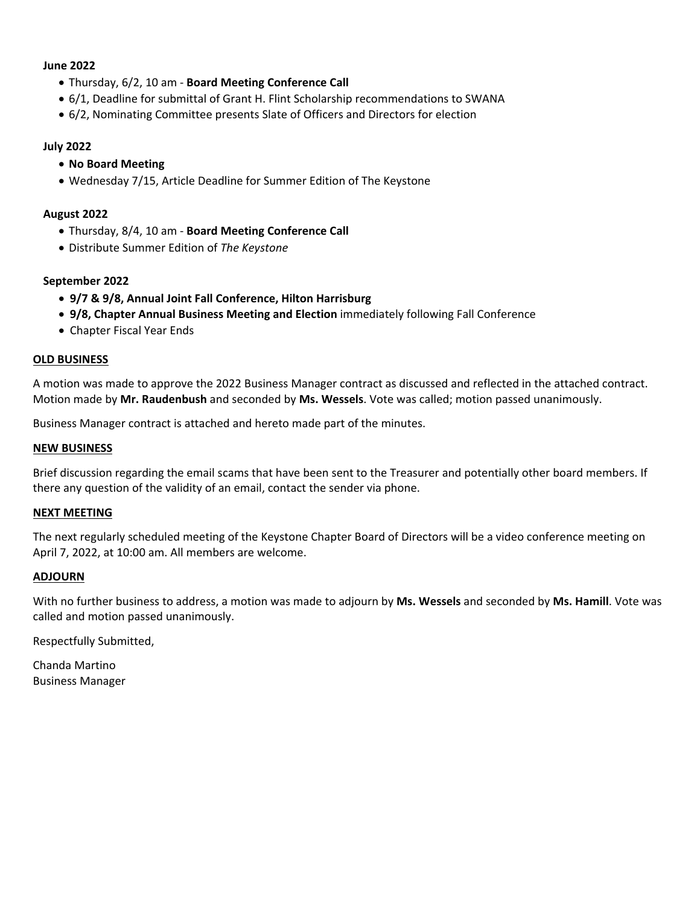**June 2022**

- Thursday, 6/2, 10 am - **Board Meeting Conference Call**
- 6/1, Deadline for submittal of Grant H. Flint Scholarship recommendations to SWANA
- 6/2, Nominating Committee presents Slate of Officers and Directors for election

**July 2022**

- **No Board Meeting**
- Wednesday 7/15, Article Deadline for Summer Edition of The Keystone

**August 2022**

- Thursday, 8/4, 10 am - **Board Meeting Conference Call**
- Distribute Summer Edition of *The Keystone*

**September 2022**

- **9/7 & 9/8, Annual Joint Fall Conference, Hilton Harrisburg**
- **9/8, Chapter Annual Business Meeting and Election** immediately following Fall Conference
- Chapter Fiscal Year Ends

**OLD BUSINESS**

A motion was made to approve the 2022 Business Manager contract as discussed and reflected in the attached contract. Motion made by **Mr. Raudenbush** and seconded by **Ms. Wessels**. Vote was called; motion passed unanimously.

Business Manager contract is attached and hereto made part of the minutes.

**NEW BUSINESS**

Brief discussion regarding the email scams that have been sent to the Treasurer and potentially other board members. If there any question of the validity of an email, contact the sender via phone.

**NEXT MEETING**

The next regularly scheduled meeting of the Keystone Chapter Board of Directors will be a video conference meeting on April 7, 2022, at 10:00 am. All members are welcome.

**ADJOURN**

With no further business to address, a motion was made to adjourn by **Ms. Wessels** and seconded by **Ms. Hamill**. Vote was called and motion passed unanimously.

Respectfully Submitted,

Chanda Martino
Business Manager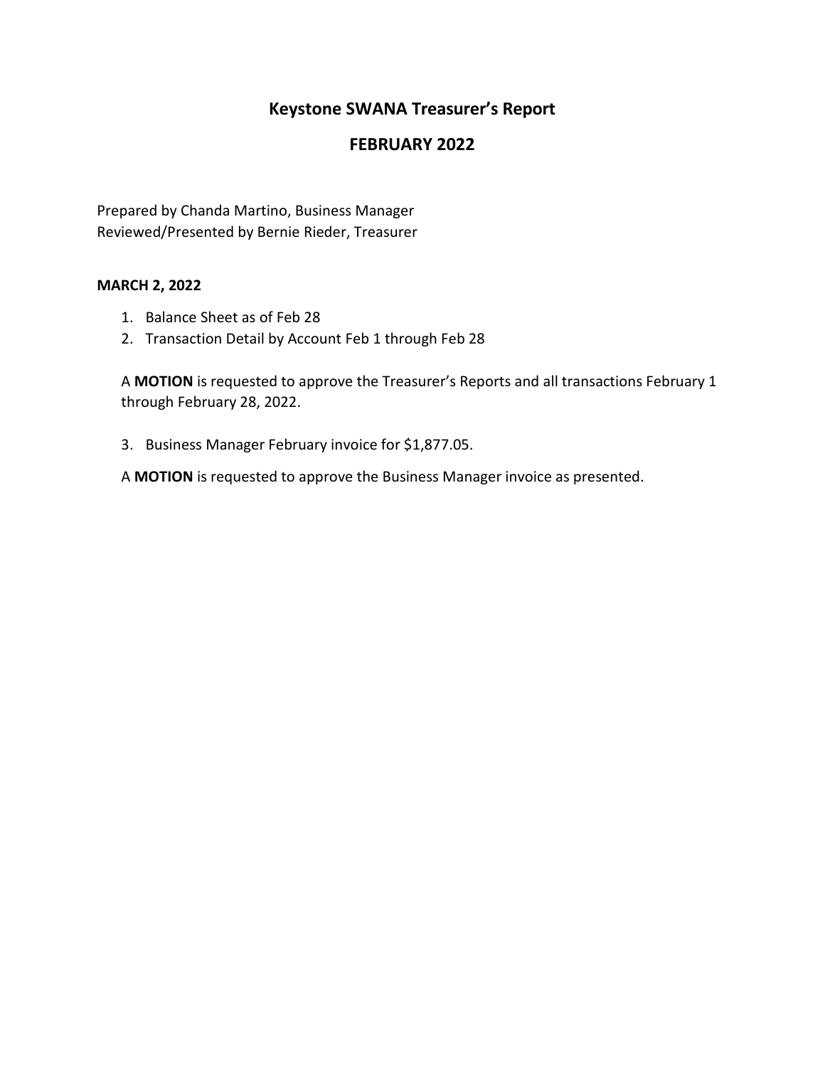# Keystone SWANA Treasurer's Report

## FEBRUARY 2022

Prepared by Chanda Martino, Business Manager
Reviewed/Presented by Bernie Rieder, Treasurer

**MARCH 2, 2022**

1. Balance Sheet as of Feb 28
2. Transaction Detail by Account Feb 1 through Feb 28

A **MOTION** is requested to approve the Treasurer's Reports and all transactions February 1 through February 28, 2022.

3. Business Manager February invoice for $1,877.05.

A **MOTION** is requested to approve the Business Manager invoice as presented.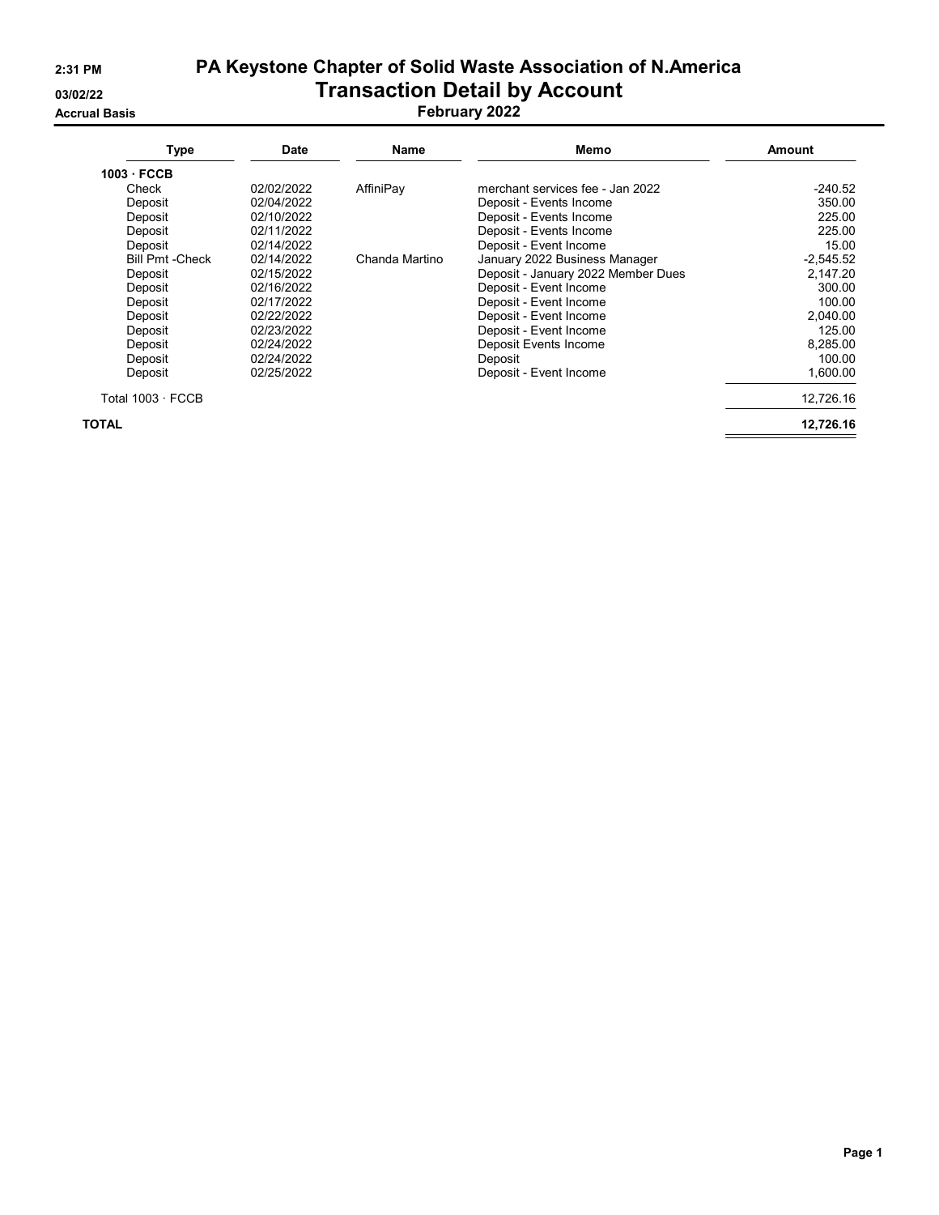2:31 PM

03/02/22

Accrual Basis

# PA Keystone Chapter of Solid Waste Association of N.America

## Transaction Detail by Account

### February 2022

| Type | Date | Name | Memo | Amount |
|---|---|---|---|---|
| **1003 · FCCB** | | | | |
| Check | 02/02/2022 | AffiniPay | merchant services fee - Jan 2022 | -240.52 |
| Deposit | 02/04/2022 | | Deposit - Events Income | 350.00 |
| Deposit | 02/10/2022 | | Deposit - Events Income | 225.00 |
| Deposit | 02/11/2022 | | Deposit - Events Income | 225.00 |
| Deposit | 02/14/2022 | | Deposit - Event Income | 15.00 |
| Bill Pmt -Check | 02/14/2022 | Chanda Martino | January 2022 Business Manager | -2,545.52 |
| Deposit | 02/15/2022 | | Deposit - January 2022 Member Dues | 2,147.20 |
| Deposit | 02/16/2022 | | Deposit - Event Income | 300.00 |
| Deposit | 02/17/2022 | | Deposit - Event Income | 100.00 |
| Deposit | 02/22/2022 | | Deposit - Event Income | 2,040.00 |
| Deposit | 02/23/2022 | | Deposit - Event Income | 125.00 |
| Deposit | 02/24/2022 | | Deposit Events Income | 8,285.00 |
| Deposit | 02/24/2022 | | Deposit | 100.00 |
| Deposit | 02/25/2022 | | Deposit - Event Income | 1,600.00 |
| Total 1003 · FCCB | | | | 12,726.16 |
| **TOTAL** | | | | **12,726.16** |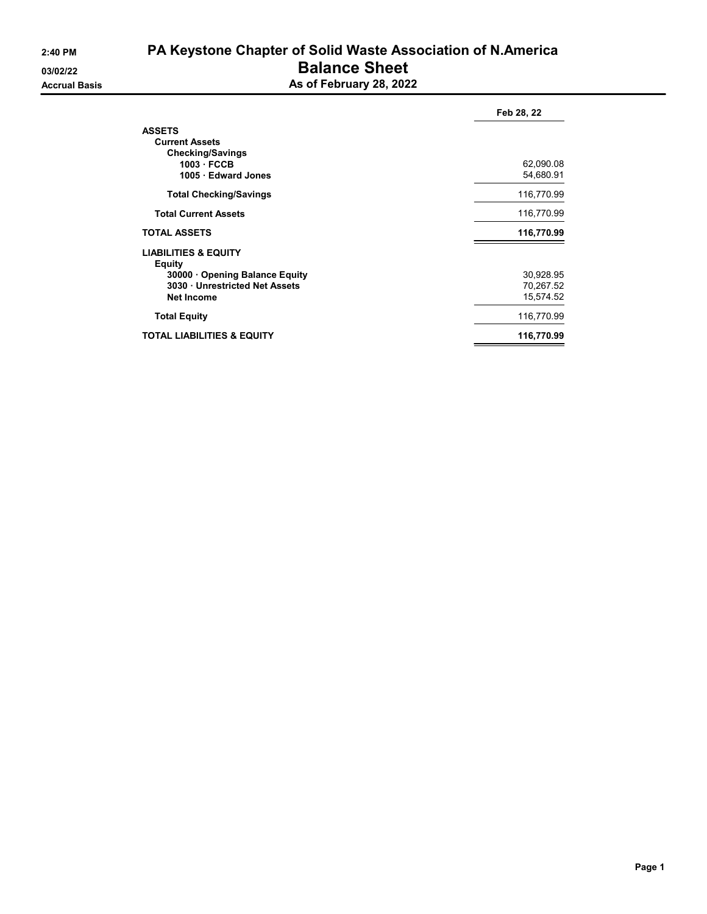# PA Keystone Chapter of Solid Waste Association of N.America

## Balance Sheet

### As of February 28, 2022

2:40 PM
03/02/22
Accrual Basis

| | Feb 28, 22 |
|---|---|
| **ASSETS** | |
| **Current Assets** | |
| **Checking/Savings** | |
| **1003 · FCCB** | 62,090.08 |
| **1005 · Edward Jones** | 54,680.91 |
| **Total Checking/Savings** | 116,770.99 |
| **Total Current Assets** | 116,770.99 |
| **TOTAL ASSETS** | **116,770.99** |
| **LIABILITIES & EQUITY** | |
| **Equity** | |
| **30000 · Opening Balance Equity** | 30,928.95 |
| **3030 · Unrestricted Net Assets** | 70,267.52 |
| **Net Income** | 15,574.52 |
| **Total Equity** | 116,770.99 |
| **TOTAL LIABILITIES & EQUITY** | **116,770.99** |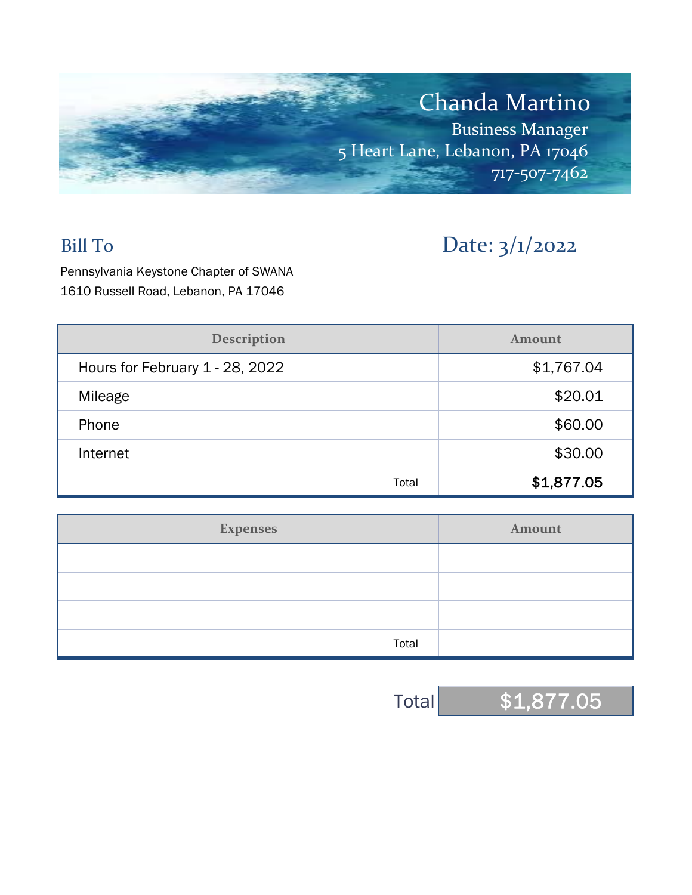# Chanda Martino

Business Manager
5 Heart Lane, Lebanon, PA 17046
717-507-7462

## Bill To

Pennsylvania Keystone Chapter of SWANA
1610 Russell Road, Lebanon, PA 17046

## Date: 3/1/2022

| Description | Amount |
| --- | --- |
| Hours for February 1 - 28, 2022 | $1,767.04 |
| Mileage | $20.01 |
| Phone | $60.00 |
| Internet | $30.00 |
| Total | **$1,877.05** |

| Expenses | Amount |
| --- | --- |
| | |
| | |
| | |
| Total | |

Total **$1,877.05**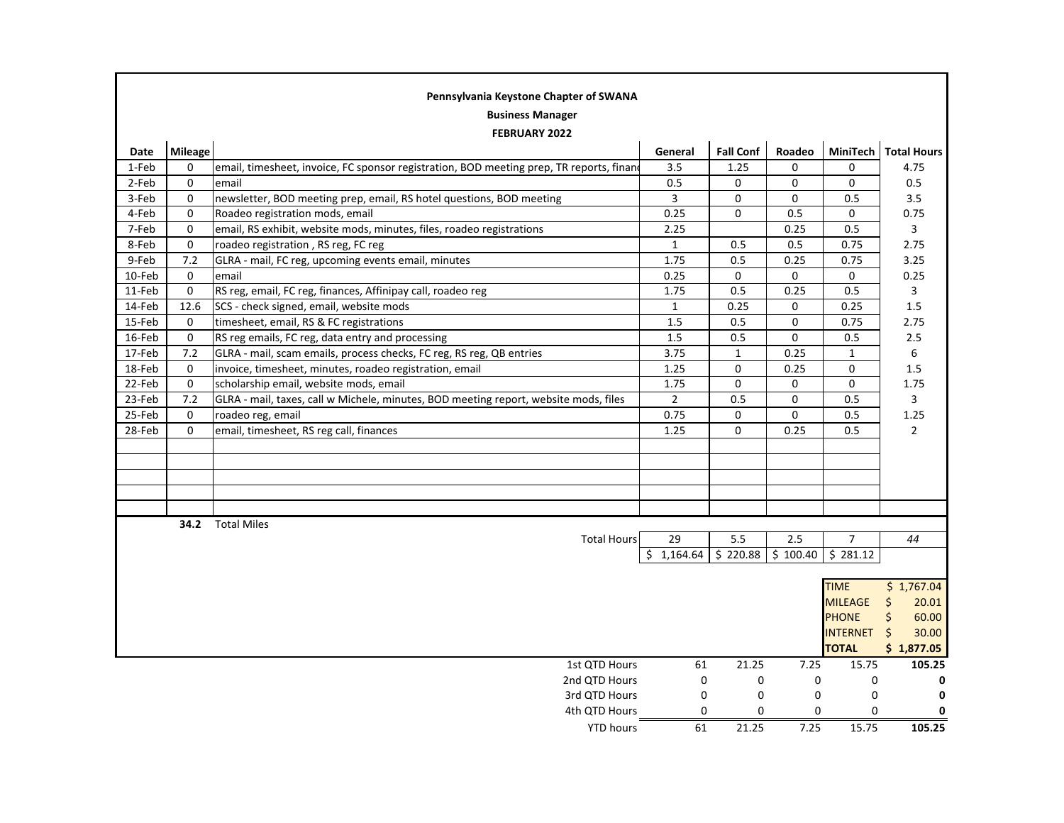**Pennsylvania Keystone Chapter of SWANA**

**Business Manager**

**FEBRUARY 2022**

| Date | Mileage | | General | Fall Conf | Roadeo | MiniTech | Total Hours |
|---|---|---|---|---|---|---|---|
| 1-Feb | 0 | email, timesheet, invoice, FC sponsor registration, BOD meeting prep, TR reports, financ | 3.5 | 1.25 | 0 | 0 | 4.75 |
| 2-Feb | 0 | email | 0.5 | 0 | 0 | 0 | 0.5 |
| 3-Feb | 0 | newsletter, BOD meeting prep, email, RS hotel questions, BOD meeting | 3 | 0 | 0 | 0.5 | 3.5 |
| 4-Feb | 0 | Roadeo registration mods, email | 0.25 | 0 | 0.5 | 0 | 0.75 |
| 7-Feb | 0 | email, RS exhibit, website mods, minutes, files, roadeo registrations | 2.25 | | 0.25 | 0.5 | 3 |
| 8-Feb | 0 | roadeo registration , RS reg, FC reg | 1 | 0.5 | 0.5 | 0.75 | 2.75 |
| 9-Feb | 7.2 | GLRA - mail, FC reg, upcoming events email, minutes | 1.75 | 0.5 | 0.25 | 0.75 | 3.25 |
| 10-Feb | 0 | email | 0.25 | 0 | 0 | 0 | 0.25 |
| 11-Feb | 0 | RS reg, email, FC reg, finances, Affinipay call, roadeo reg | 1.75 | 0.5 | 0.25 | 0.5 | 3 |
| 14-Feb | 12.6 | SCS - check signed, email, website mods | 1 | 0.25 | 0 | 0.25 | 1.5 |
| 15-Feb | 0 | timesheet, email, RS & FC registrations | 1.5 | 0.5 | 0 | 0.75 | 2.75 |
| 16-Feb | 0 | RS reg emails, FC reg, data entry and processing | 1.5 | 0.5 | 0 | 0.5 | 2.5 |
| 17-Feb | 7.2 | GLRA - mail, scam emails, process checks, FC reg, RS reg, QB entries | 3.75 | 1 | 0.25 | 1 | 6 |
| 18-Feb | 0 | invoice, timesheet, minutes, roadeo registration, email | 1.25 | 0 | 0.25 | 0 | 1.5 |
| 22-Feb | 0 | scholarship email, website mods, email | 1.75 | 0 | 0 | 0 | 1.75 |
| 23-Feb | 7.2 | GLRA - mail, taxes, call w Michele, minutes, BOD meeting report, website mods, files | 2 | 0.5 | 0 | 0.5 | 3 |
| 25-Feb | 0 | roadeo reg, email | 0.75 | 0 | 0 | 0.5 | 1.25 |
| 28-Feb | 0 | email, timesheet, RS reg call, finances | 1.25 | 0 | 0.25 | 0.5 | 2 |
| | | | | | | | |
| | | | | | | | |
| | | | | | | | |
| | | | | | | | |
| | | | | | | | |
| | **34.2** | Total Miles | | | | | |
| | | Total Hours | 29 | 5.5 | 2.5 | 7 | *44* |
| | | | $ 1,164.64 | $ 220.88 | $ 100.40 | $ 281.12 | |
| | | | | | | TIME | $ 1,767.04 |
| | | | | | | MILEAGE | $ 20.01 |
| | | | | | | PHONE | $ 60.00 |
| | | | | | | INTERNET | $ 30.00 |
| | | | | | | **TOTAL** | **$ 1,877.05** |
| | | 1st QTD Hours | 61 | 21.25 | 7.25 | 15.75 | **105.25** |
| | | 2nd QTD Hours | 0 | 0 | 0 | 0 | **0** |
| | | 3rd QTD Hours | 0 | 0 | 0 | 0 | **0** |
| | | 4th QTD Hours | 0 | 0 | 0 | 0 | **0** |
| | | YTD hours | 61 | 21.25 | 7.25 | 15.75 | **105.25** |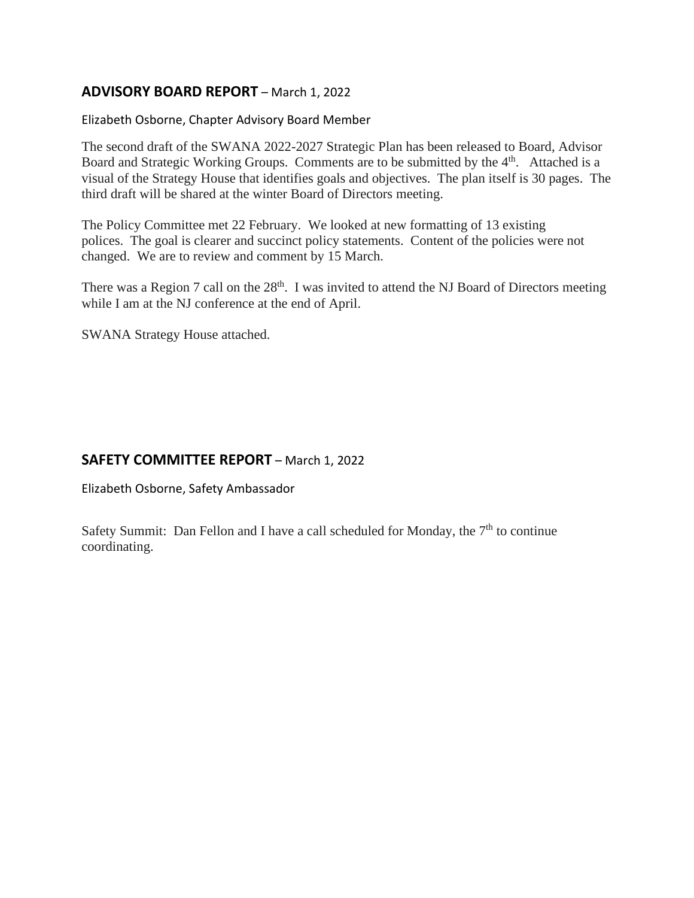## **ADVISORY BOARD REPORT** – March 1, 2022

Elizabeth Osborne, Chapter Advisory Board Member

The second draft of the SWANA 2022-2027 Strategic Plan has been released to Board, Advisor Board and Strategic Working Groups. Comments are to be submitted by the 4th. Attached is a visual of the Strategy House that identifies goals and objectives. The plan itself is 30 pages. The third draft will be shared at the winter Board of Directors meeting.

The Policy Committee met 22 February. We looked at new formatting of 13 existing polices. The goal is clearer and succinct policy statements. Content of the policies were not changed. We are to review and comment by 15 March.

There was a Region 7 call on the 28th. I was invited to attend the NJ Board of Directors meeting while I am at the NJ conference at the end of April.

SWANA Strategy House attached.

## **SAFETY COMMITTEE REPORT** – March 1, 2022

Elizabeth Osborne, Safety Ambassador

Safety Summit: Dan Fellon and I have a call scheduled for Monday, the 7th to continue coordinating.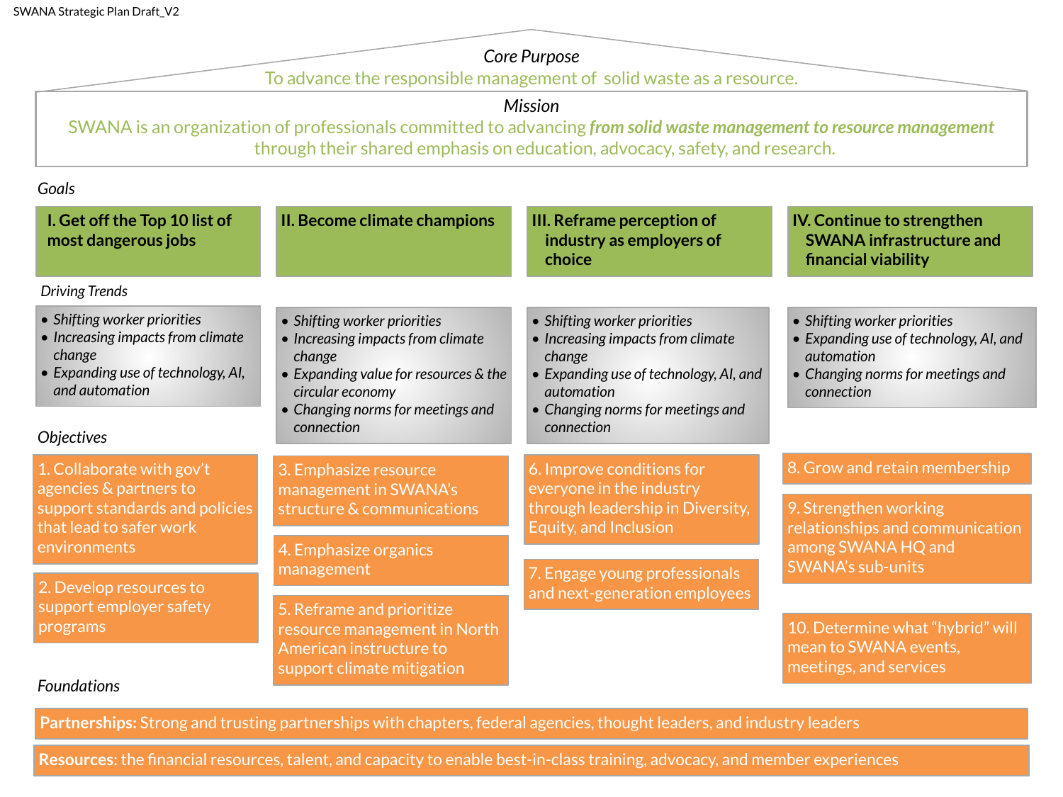SWANA Strategic Plan Draft_V2

## Core Purpose

To advance the responsible management of solid waste as a resource.

## Mission

SWANA is an organization of professionals committed to advancing ***from solid waste management to resource management*** through their shared emphasis on education, advocacy, safety, and research.

## Goals

### I. Get off the Top 10 list of most dangerous jobs

*Driving Trends*

- *Shifting worker priorities*
- *Increasing impacts from climate change*
- *Expanding use of technology, AI, and automation*

*Objectives*

1. Collaborate with gov't agencies & partners to support standards and policies that lead to safer work environments
2. Develop resources to support employer safety programs

### II. Become climate champions

*Driving Trends*

- *Shifting worker priorities*
- *Increasing impacts from climate change*
- *Expanding value for resources & the circular economy*
- *Changing norms for meetings and connection*

*Objectives*

3. Emphasize resource management in SWANA's structure & communications
4. Emphasize organics management
5. Reframe and prioritize resource management in North American instructure to support climate mitigation

### III. Reframe perception of industry as employers of choice

*Driving Trends*

- *Shifting worker priorities*
- *Increasing impacts from climate change*
- *Expanding use of technology, AI, and automation*
- *Changing norms for meetings and connection*

*Objectives*

6. Improve conditions for everyone in the industry through leadership in Diversity, Equity, and Inclusion
7. Engage young professionals and next-generation employees

### IV. Continue to strengthen SWANA infrastructure and financial viability

*Driving Trends*

- *Shifting worker priorities*
- *Expanding use of technology, AI, and automation*
- *Changing norms for meetings and connection*

*Objectives*

8. Grow and retain membership
9. Strengthen working relationships and communication among SWANA HQ and SWANA's sub-units
10. Determine what "hybrid" will mean to SWANA events, meetings, and services

## Foundations

**Partnerships:** Strong and trusting partnerships with chapters, federal agencies, thought leaders, and industry leaders

**Resources**: the financial resources, talent, and capacity to enable best-in-class training, advocacy, and member experiences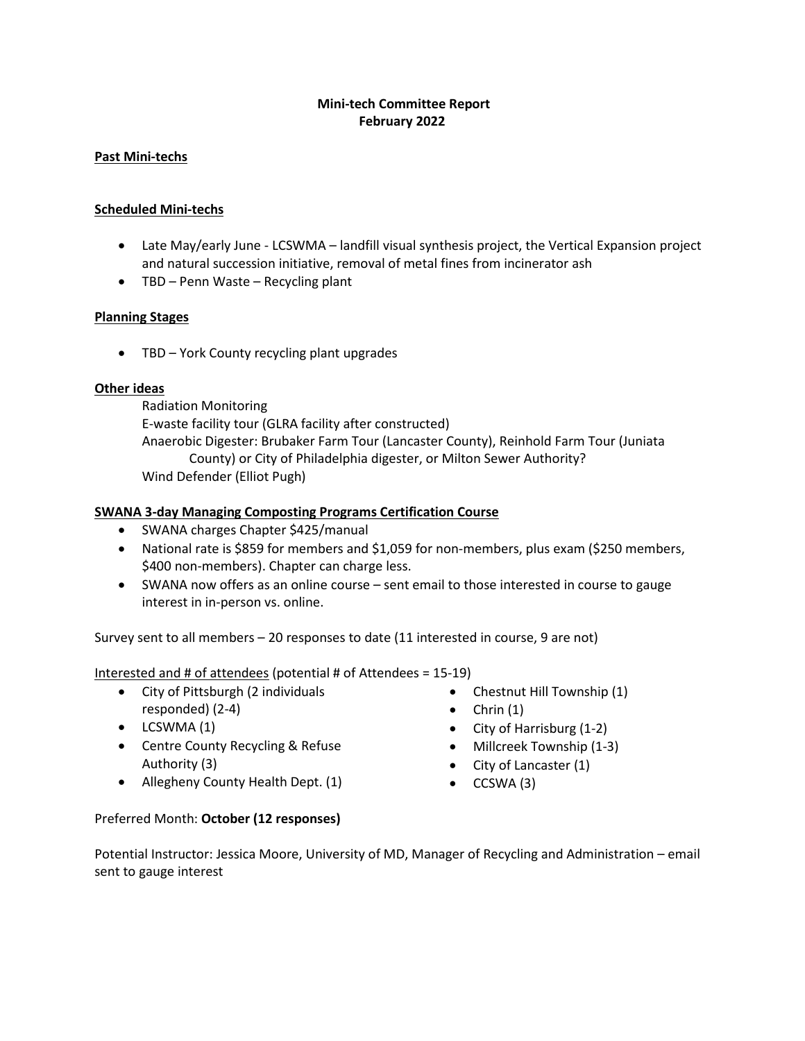**Mini-tech Committee Report**
**February 2022**

**Past Mini-techs**

**Scheduled Mini-techs**

- Late May/early June - LCSWMA – landfill visual synthesis project, the Vertical Expansion project and natural succession initiative, removal of metal fines from incinerator ash
- TBD – Penn Waste – Recycling plant

**Planning Stages**

- TBD – York County recycling plant upgrades

**Other ideas**

Radiation Monitoring
E-waste facility tour (GLRA facility after constructed)
Anaerobic Digester: Brubaker Farm Tour (Lancaster County), Reinhold Farm Tour (Juniata County) or City of Philadelphia digester, or Milton Sewer Authority?
Wind Defender (Elliot Pugh)

**SWANA 3-day Managing Composting Programs Certification Course**

- SWANA charges Chapter $425/manual
- National rate is $859 for members and $1,059 for non-members, plus exam ($250 members, $400 non-members). Chapter can charge less.
- SWANA now offers as an online course – sent email to those interested in course to gauge interest in in-person vs. online.

Survey sent to all members – 20 responses to date (11 interested in course, 9 are not)

Interested and # of attendees (potential # of Attendees = 15-19)

- City of Pittsburgh (2 individuals responded) (2-4)
- LCSWMA (1)
- Centre County Recycling & Refuse Authority (3)
- Allegheny County Health Dept. (1)
- Chestnut Hill Township (1)
- Chrin (1)
- City of Harrisburg (1-2)
- Millcreek Township (1-3)
- City of Lancaster (1)
- CCSWA (3)

Preferred Month: **October (12 responses)**

Potential Instructor: Jessica Moore, University of MD, Manager of Recycling and Administration – email sent to gauge interest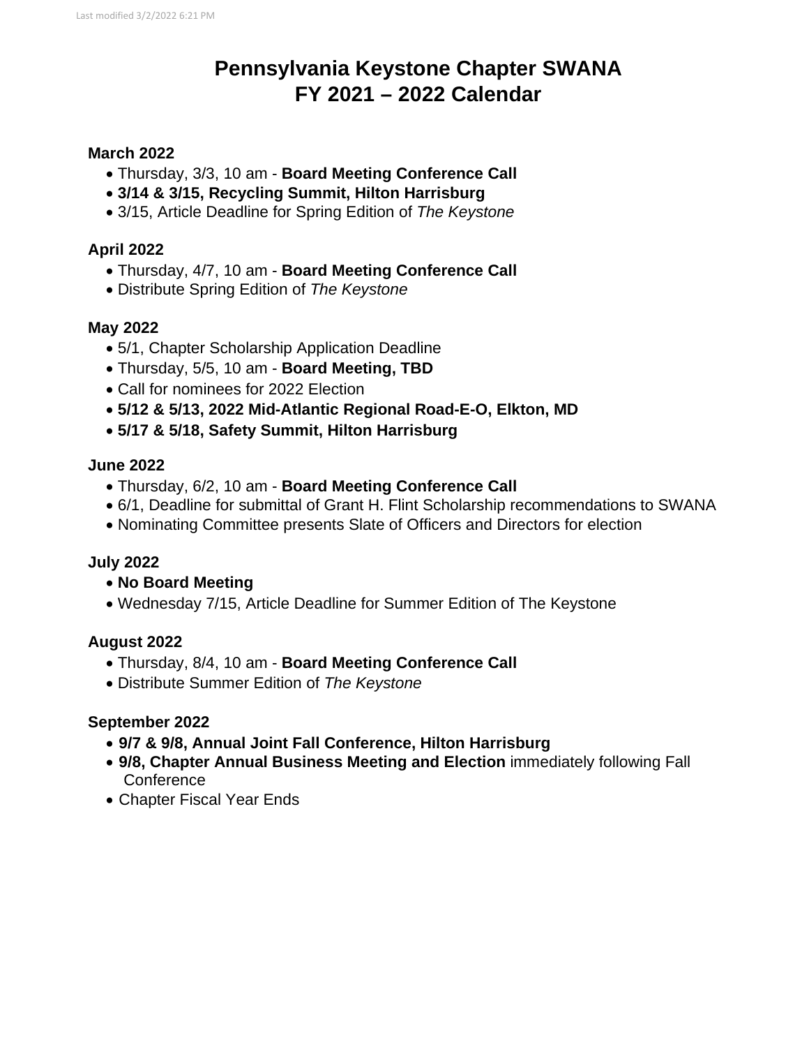# Pennsylvania Keystone Chapter SWANA
# FY 2021 – 2022 Calendar

**March 2022**

- Thursday, 3/3, 10 am - **Board Meeting Conference Call**
- **3/14 & 3/15, Recycling Summit, Hilton Harrisburg**
- 3/15, Article Deadline for Spring Edition of *The Keystone*

**April 2022**

- Thursday, 4/7, 10 am - **Board Meeting Conference Call**
- Distribute Spring Edition of *The Keystone*

**May 2022**

- 5/1, Chapter Scholarship Application Deadline
- Thursday, 5/5, 10 am - **Board Meeting, TBD**
- Call for nominees for 2022 Election
- **5/12 & 5/13, 2022 Mid-Atlantic Regional Road-E-O, Elkton, MD**
- **5/17 & 5/18, Safety Summit, Hilton Harrisburg**

**June 2022**

- Thursday, 6/2, 10 am - **Board Meeting Conference Call**
- 6/1, Deadline for submittal of Grant H. Flint Scholarship recommendations to SWANA
- Nominating Committee presents Slate of Officers and Directors for election

**July 2022**

- **No Board Meeting**
- Wednesday 7/15, Article Deadline for Summer Edition of The Keystone

**August 2022**

- Thursday, 8/4, 10 am - **Board Meeting Conference Call**
- Distribute Summer Edition of *The Keystone*

**September 2022**

- **9/7 & 9/8, Annual Joint Fall Conference, Hilton Harrisburg**
- **9/8, Chapter Annual Business Meeting and Election** immediately following Fall Conference
- Chapter Fiscal Year Ends